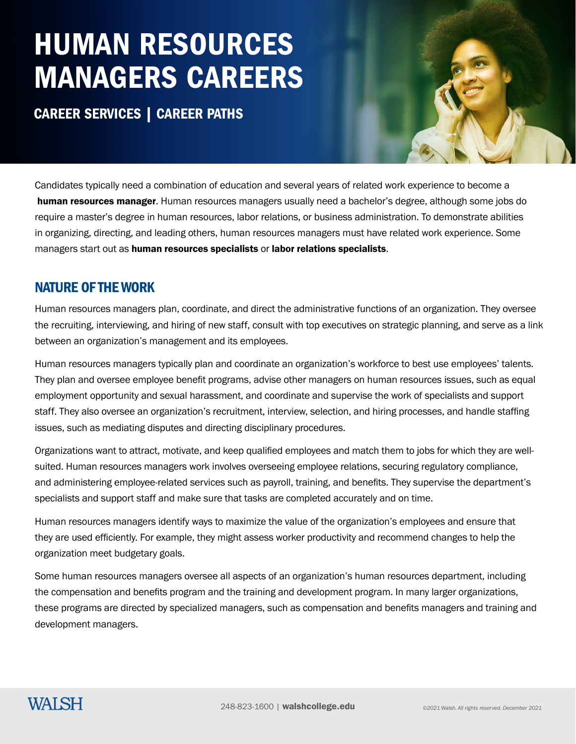# HUMAN RESOURCES MANAGERS CAREERS

**CAREER SERVICES | CAREER PATHS**

Candidates typically need a combination of education and several years of related work experience to become a **human resources manager**. Human resources managers usually need a bachelor's degree, although some jobs do require a master's degree in human resources, labor relations, or business administration. To demonstrate abilities in organizing, directing, and leading others, human resources managers must have related work experience. Some managers start out as **human resources specialists** or **labor relations specialists**.

## NATURE OF THE WORK

Human resources managers plan, coordinate, and direct the administrative functions of an organization. They oversee the recruiting, interviewing, and hiring of new staff, consult with top executives on strategic planning, and serve as a link between an organization's management and its employees.

Human resources managers typically plan and coordinate an organization's workforce to best use employees' talents. They plan and oversee employee benefit programs, advise other managers on human resources issues, such as equal employment opportunity and sexual harassment, and coordinate and supervise the work of specialists and support staff. They also oversee an organization's recruitment, interview, selection, and hiring processes, and handle staffing issues, such as mediating disputes and directing disciplinary procedures.

Organizations want to attract, motivate, and keep qualified employees and match them to jobs for which they are well-suited. Human resources managers work involves overseeing employee relations, securing regulatory compliance, and administering employee-related services such as payroll, training, and benefits. They supervise the department's specialists and support staff and make sure that tasks are completed accurately and on time.

Human resources managers identify ways to maximize the value of the organization's employees and ensure that they are used efficiently. For example, they might assess worker productivity and recommend changes to help the organization meet budgetary goals.

Some human resources managers oversee all aspects of an organization's human resources department, including the compensation and benefits program and the training and development program. In many larger organizations, these programs are directed by specialized managers, such as compensation and benefits managers and training and development managers.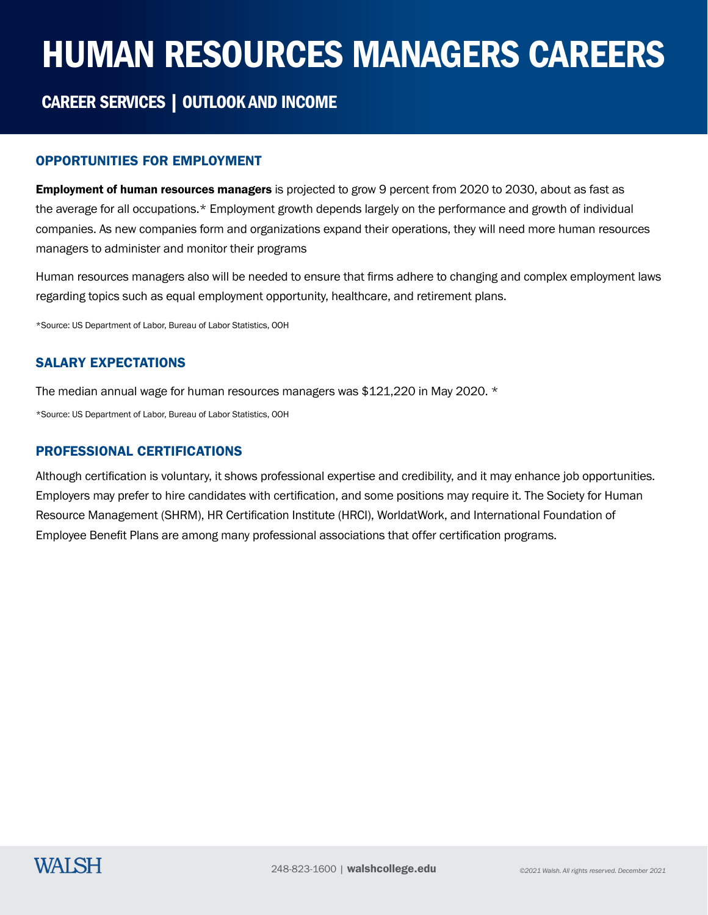# HUMAN RESOURCES MANAGERS CAREERS

## CAREER SERVICES | OUTLOOK AND INCOME

### OPPORTUNITIES FOR EMPLOYMENT

**Employment of human resources managers** is projected to grow 9 percent from 2020 to 2030, about as fast as the average for all occupations.* Employment growth depends largely on the performance and growth of individual companies. As new companies form and organizations expand their operations, they will need more human resources managers to administer and monitor their programs

Human resources managers also will be needed to ensure that firms adhere to changing and complex employment laws regarding topics such as equal employment opportunity, healthcare, and retirement plans.

*Source: US Department of Labor, Bureau of Labor Statistics, OOH

### SALARY EXPECTATIONS

The median annual wage for human resources managers was $121,220 in May 2020. *

*Source: US Department of Labor, Bureau of Labor Statistics, OOH

### PROFESSIONAL CERTIFICATIONS

Although certification is voluntary, it shows professional expertise and credibility, and it may enhance job opportunities. Employers may prefer to hire candidates with certification, and some positions may require it. The Society for Human Resource Management (SHRM), HR Certification Institute (HRCI), WorldatWork, and International Foundation of Employee Benefit Plans are among many professional associations that offer certification programs.

WALSH

248-823-1600 | **walshcollege.edu**

*©2021 Walsh. All rights reserved. December 2021*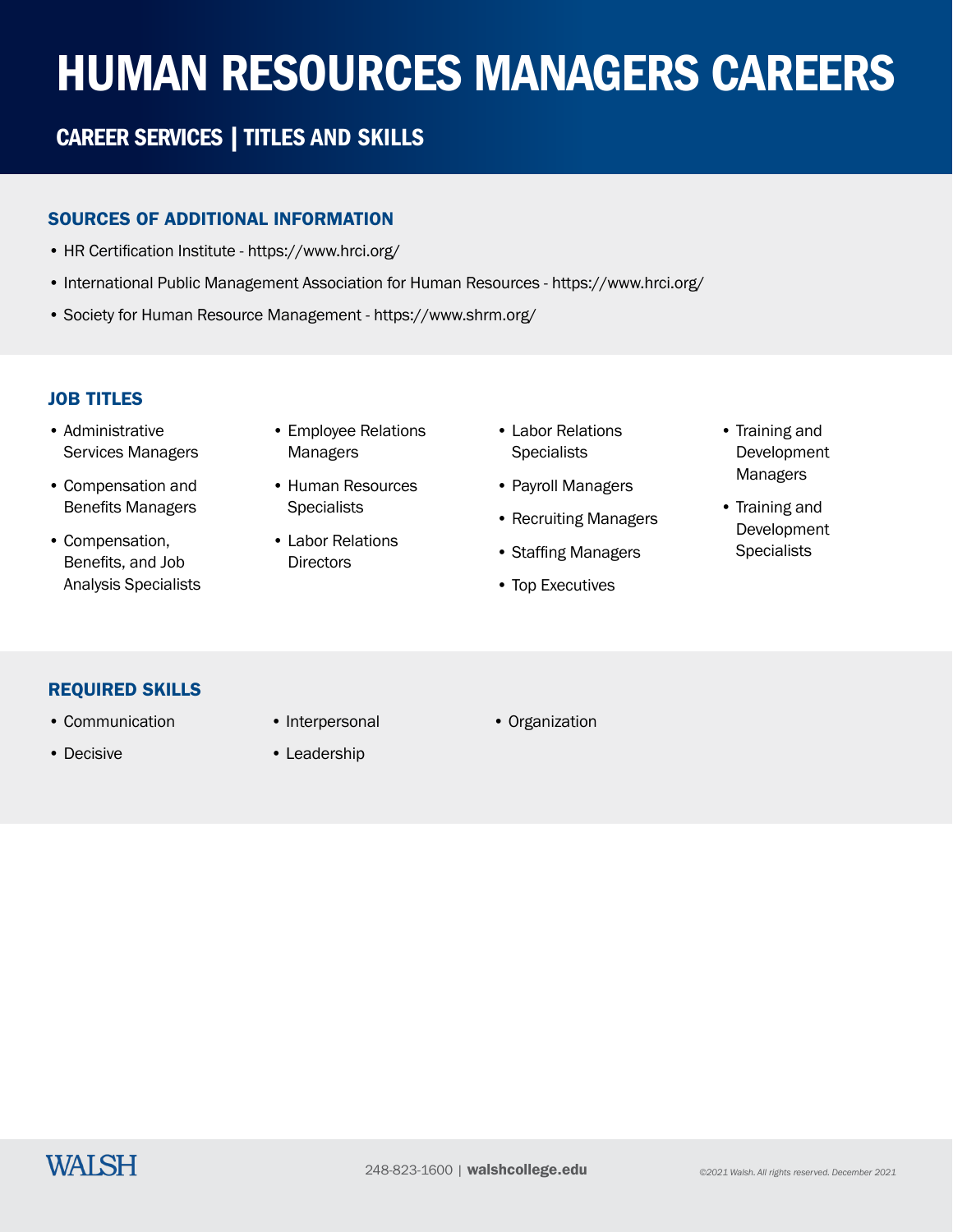# HUMAN RESOURCES MANAGERS CAREERS

## CAREER SERVICES | TITLES AND SKILLS

### SOURCES OF ADDITIONAL INFORMATION

- HR Certification Institute - https://www.hrci.org/
- International Public Management Association for Human Resources - https://www.hrci.org/
- Society for Human Resource Management - https://www.shrm.org/

### JOB TITLES

- Administrative Services Managers
- Compensation and Benefits Managers
- Compensation, Benefits, and Job Analysis Specialists
- Employee Relations Managers
- Human Resources Specialists
- Labor Relations Directors
- Labor Relations Specialists
- Payroll Managers
- Recruiting Managers
- Staffing Managers
- Top Executives
- Training and Development Managers
- Training and Development Specialists

### REQUIRED SKILLS

- Communication
- Decisive
- Interpersonal
- Leadership
- Organization

WALSH

248-823-1600 | **walshcollege.edu**

*©2021 Walsh. All rights reserved. December 2021*